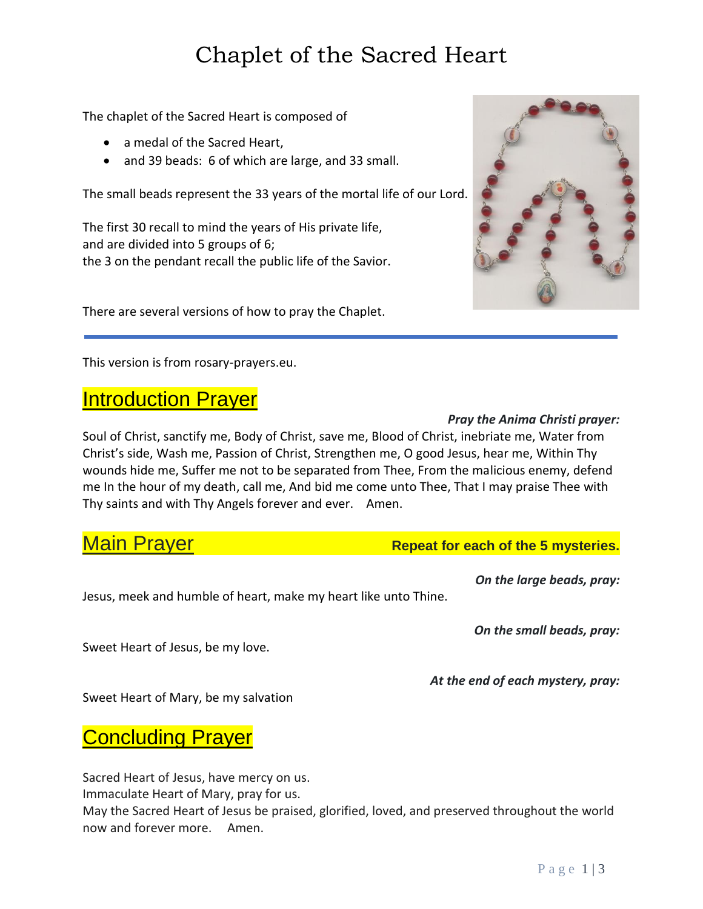# Chaplet of the Sacred Heart

The chaplet of the Sacred Heart is composed of

- a medal of the Sacred Heart,
- and 39 beads: 6 of which are large, and 33 small.

The small beads represent the 33 years of the mortal life of our Lord.

The first 30 recall to mind the years of His private life,
and are divided into 5 groups of 6;
the 3 on the pendant recall the public life of the Savior.

There are several versions of how to pray the Chaplet.

---

This version is from rosary-prayers.eu.

## Introduction Prayer

***Pray the Anima Christi prayer:***

Soul of Christ, sanctify me, Body of Christ, save me, Blood of Christ, inebriate me, Water from Christ's side, Wash me, Passion of Christ, Strengthen me, O good Jesus, hear me, Within Thy wounds hide me, Suffer me not to be separated from Thee, From the malicious enemy, defend me In the hour of my death, call me, And bid me come unto Thee, That I may praise Thee with Thy saints and with Thy Angels forever and ever. Amen.

## Main Prayer

**Repeat for each of the 5 mysteries.**

***On the large beads, pray:***

Jesus, meek and humble of heart, make my heart like unto Thine.

***On the small beads, pray:***

Sweet Heart of Jesus, be my love.

***At the end of each mystery, pray:***

Sweet Heart of Mary, be my salvation

## Concluding Prayer

Sacred Heart of Jesus, have mercy on us.
Immaculate Heart of Mary, pray for us.
May the Sacred Heart of Jesus be praised, glorified, loved, and preserved throughout the world now and forever more. Amen.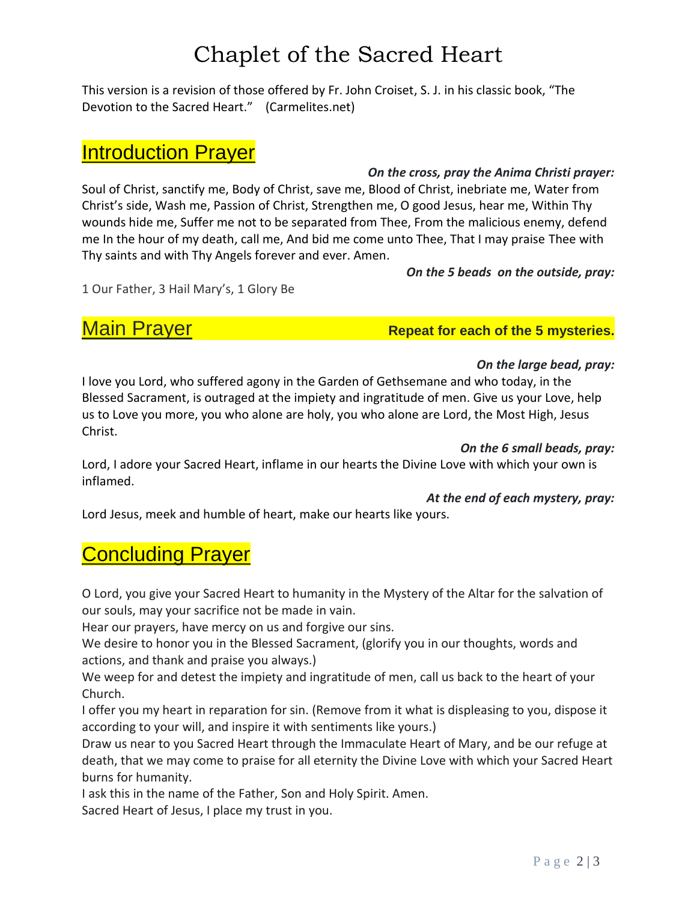# Chaplet of the Sacred Heart

This version is a revision of those offered by Fr. John Croiset, S. J. in his classic book, "The Devotion to the Sacred Heart." (Carmelites.net)

## Introduction Prayer

***On the cross, pray the Anima Christi prayer:***

Soul of Christ, sanctify me, Body of Christ, save me, Blood of Christ, inebriate me, Water from Christ's side, Wash me, Passion of Christ, Strengthen me, O good Jesus, hear me, Within Thy wounds hide me, Suffer me not to be separated from Thee, From the malicious enemy, defend me In the hour of my death, call me, And bid me come unto Thee, That I may praise Thee with Thy saints and with Thy Angels forever and ever. Amen.

***On the 5 beads on the outside, pray:***

1 Our Father, 3 Hail Mary's, 1 Glory Be

## Main Prayer

**Repeat for each of the 5 mysteries.**

***On the large bead, pray:***

I love you Lord, who suffered agony in the Garden of Gethsemane and who today, in the Blessed Sacrament, is outraged at the impiety and ingratitude of men. Give us your Love, help us to Love you more, you who alone are holy, you who alone are Lord, the Most High, Jesus Christ.

***On the 6 small beads, pray:***

Lord, I adore your Sacred Heart, inflame in our hearts the Divine Love with which your own is inflamed.

***At the end of each mystery, pray:***

Lord Jesus, meek and humble of heart, make our hearts like yours.

## Concluding Prayer

O Lord, you give your Sacred Heart to humanity in the Mystery of the Altar for the salvation of our souls, may your sacrifice not be made in vain.
Hear our prayers, have mercy on us and forgive our sins.
We desire to honor you in the Blessed Sacrament, (glorify you in our thoughts, words and actions, and thank and praise you always.)
We weep for and detest the impiety and ingratitude of men, call us back to the heart of your Church.
I offer you my heart in reparation for sin. (Remove from it what is displeasing to you, dispose it according to your will, and inspire it with sentiments like yours.)
Draw us near to you Sacred Heart through the Immaculate Heart of Mary, and be our refuge at death, that we may come to praise for all eternity the Divine Love with which your Sacred Heart burns for humanity.
I ask this in the name of the Father, Son and Holy Spirit. Amen.
Sacred Heart of Jesus, I place my trust in you.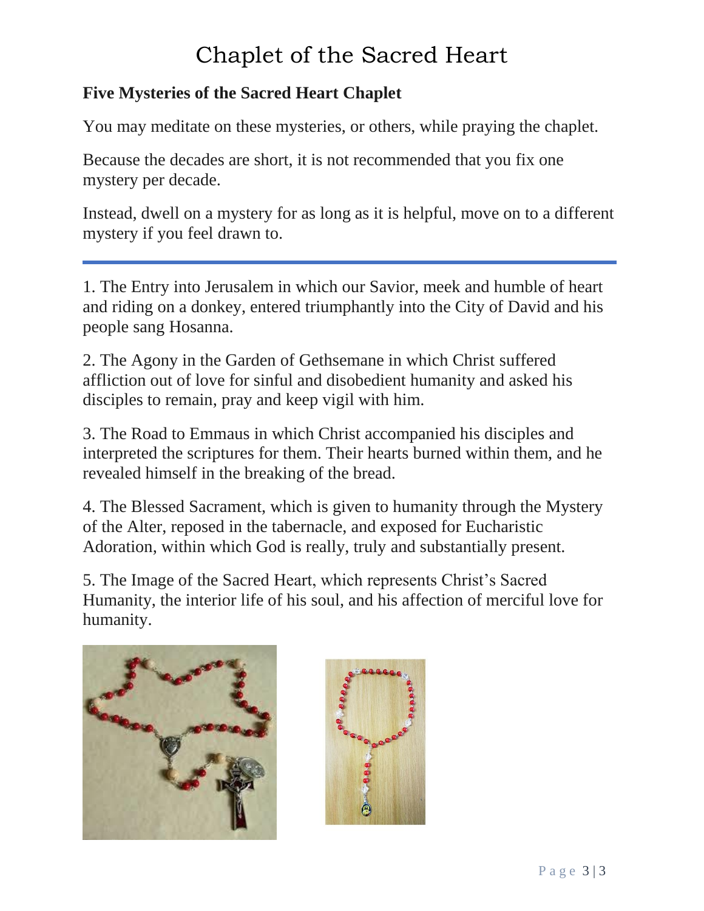# Chaplet of the Sacred Heart

**Five Mysteries of the Sacred Heart Chaplet**

You may meditate on these mysteries, or others, while praying the chaplet.

Because the decades are short, it is not recommended that you fix one mystery per decade.

Instead, dwell on a mystery for as long as it is helpful, move on to a different mystery if you feel drawn to.

---

1. The Entry into Jerusalem in which our Savior, meek and humble of heart and riding on a donkey, entered triumphantly into the City of David and his people sang Hosanna.

2. The Agony in the Garden of Gethsemane in which Christ suffered affliction out of love for sinful and disobedient humanity and asked his disciples to remain, pray and keep vigil with him.

3. The Road to Emmaus in which Christ accompanied his disciples and interpreted the scriptures for them. Their hearts burned within them, and he revealed himself in the breaking of the bread.

4. The Blessed Sacrament, which is given to humanity through the Mystery of the Alter, reposed in the tabernacle, and exposed for Eucharistic Adoration, within which God is really, truly and substantially present.

5. The Image of the Sacred Heart, which represents Christ's Sacred Humanity, the interior life of his soul, and his affection of merciful love for humanity.